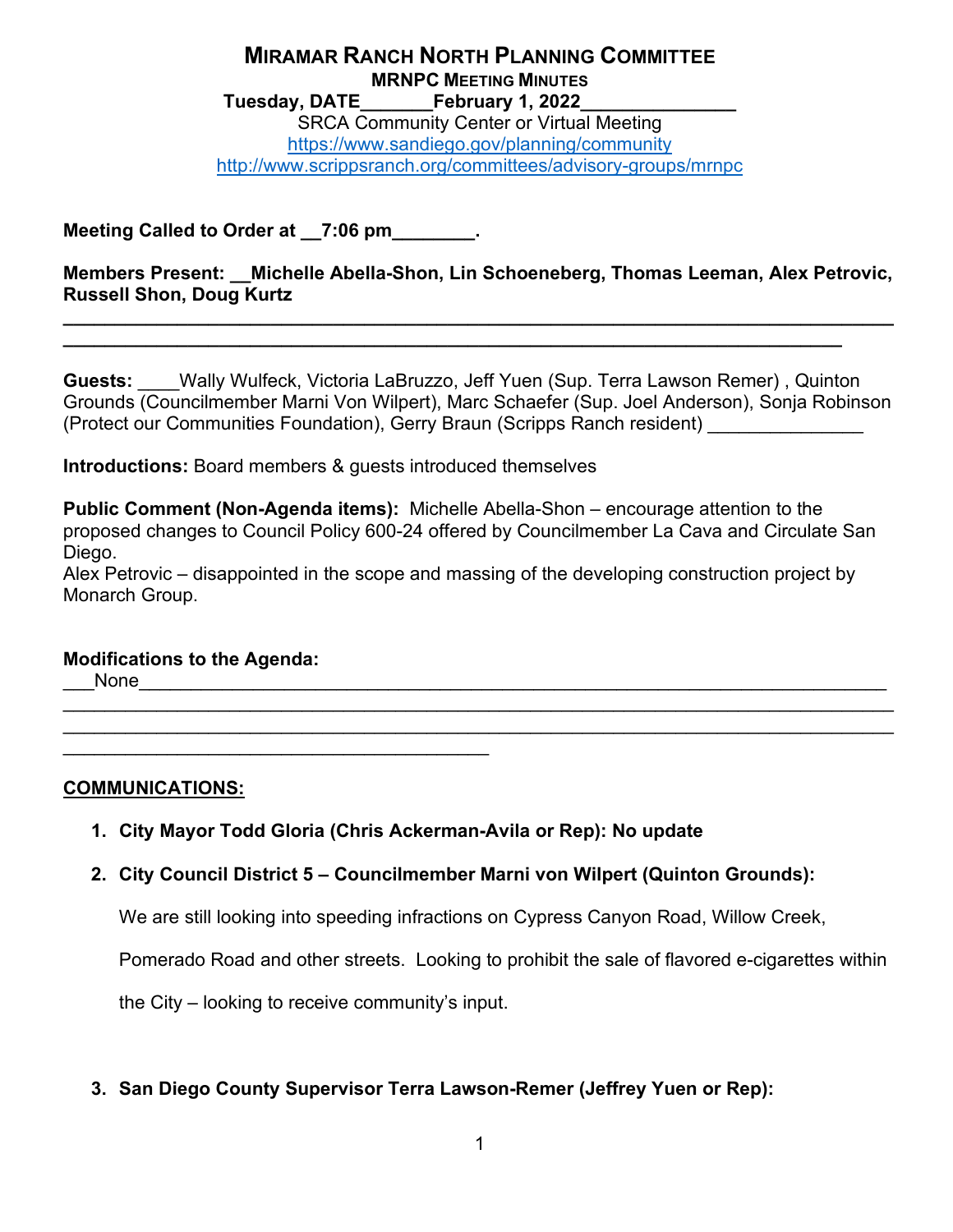# MIRAMAR RANCH NORTH PLANNING COMMITTEE

## MRNPC MEETING MINUTES

**Tuesday, DATE_______February 1, 2022______________**

SRCA Community Center or Virtual Meeting

https://www.sandiego.gov/planning/community

http://www.scrippsranch.org/committees/advisory-groups/mrnpc

**Meeting Called to Order at __7:06 pm________.**

**Members Present: __Michelle Abella-Shon, Lin Schoeneberg, Thomas Leeman, Alex Petrovic, Russell Shon, Doug Kurtz**

**Guests:** ____Wally Wulfeck, Victoria LaBruzzo, Jeff Yuen (Sup. Terra Lawson Remer) , Quinton Grounds (Councilmember Marni Von Wilpert), Marc Schaefer (Sup. Joel Anderson), Sonja Robinson (Protect our Communities Foundation), Gerry Braun (Scripps Ranch resident) _______________

**Introductions:** Board members & guests introduced themselves

**Public Comment (Non-Agenda items):** Michelle Abella-Shon – encourage attention to the proposed changes to Council Policy 600-24 offered by Councilmember La Cava and Circulate San Diego.

Alex Petrovic – disappointed in the scope and massing of the developing construction project by Monarch Group.

**Modifications to the Agenda:**

___None___

**COMMUNICATIONS:**

1. **City Mayor Todd Gloria (Chris Ackerman-Avila or Rep): No update**

2. **City Council District 5 – Councilmember Marni von Wilpert (Quinton Grounds):**

   We are still looking into speeding infractions on Cypress Canyon Road, Willow Creek, Pomerado Road and other streets. Looking to prohibit the sale of flavored e-cigarettes within the City – looking to receive community's input.

3. **San Diego County Supervisor Terra Lawson-Remer (Jeffrey Yuen or Rep):**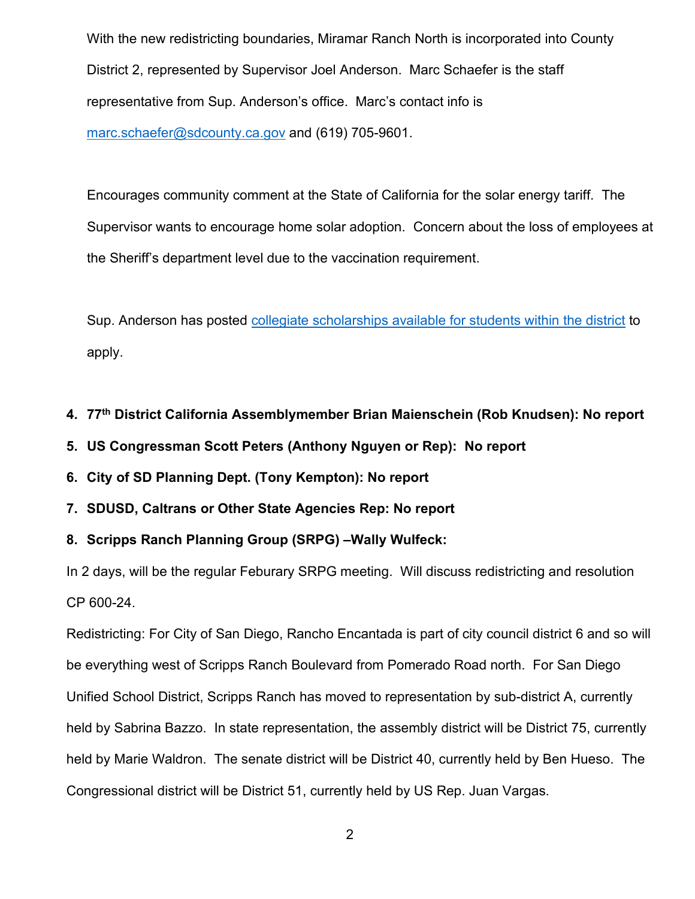With the new redistricting boundaries, Miramar Ranch North is incorporated into County District 2, represented by Supervisor Joel Anderson. Marc Schaefer is the staff representative from Sup. Anderson's office. Marc's contact info is marc.schaefer@sdcounty.ca.gov and (619) 705-9601.

Encourages community comment at the State of California for the solar energy tariff. The Supervisor wants to encourage home solar adoption. Concern about the loss of employees at the Sheriff's department level due to the vaccination requirement.

Sup. Anderson has posted collegiate scholarships available for students within the district to apply.

4. **77th District California Assemblymember Brian Maienschein (Rob Knudsen): No report**
5. **US Congressman Scott Peters (Anthony Nguyen or Rep): No report**
6. **City of SD Planning Dept. (Tony Kempton): No report**
7. **SDUSD, Caltrans or Other State Agencies Rep: No report**
8. **Scripps Ranch Planning Group (SRPG) –Wally Wulfeck:**

In 2 days, will be the regular Feburary SRPG meeting. Will discuss redistricting and resolution CP 600-24.

Redistricting: For City of San Diego, Rancho Encantada is part of city council district 6 and so will be everything west of Scripps Ranch Boulevard from Pomerado Road north. For San Diego Unified School District, Scripps Ranch has moved to representation by sub-district A, currently held by Sabrina Bazzo. In state representation, the assembly district will be District 75, currently held by Marie Waldron. The senate district will be District 40, currently held by Ben Hueso. The Congressional district will be District 51, currently held by US Rep. Juan Vargas.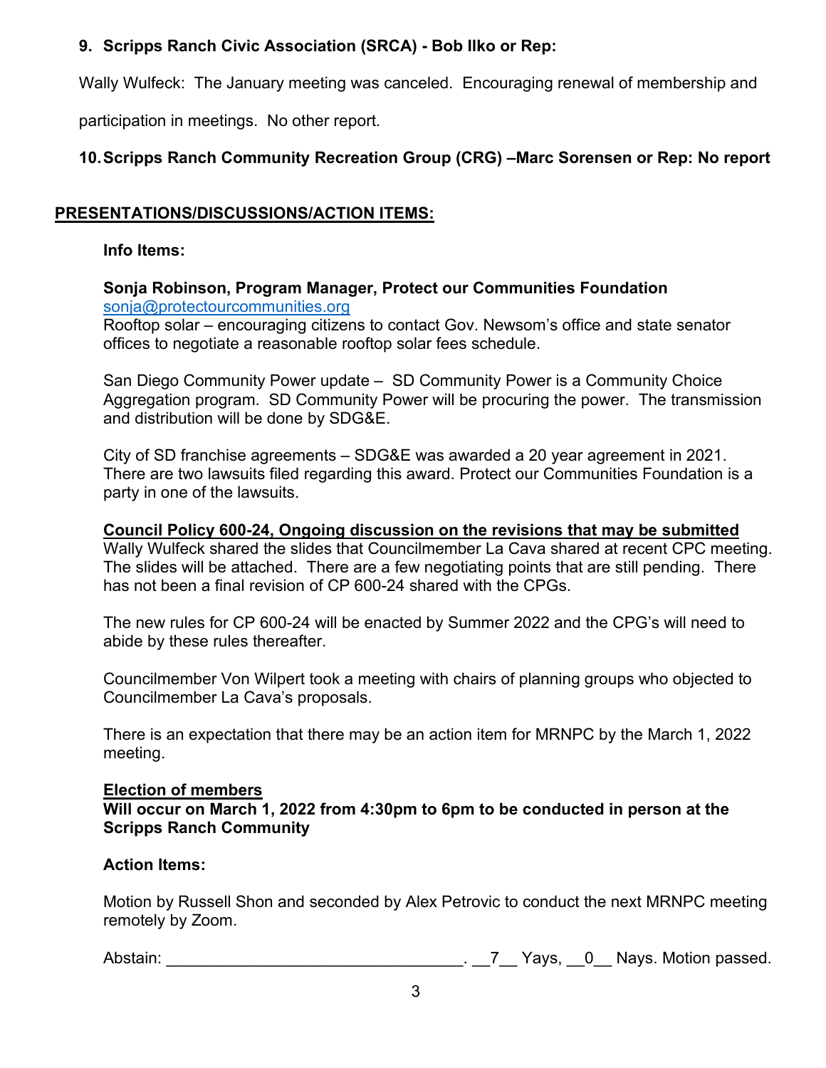9. **Scripps Ranch Civic Association (SRCA) - Bob Ilko or Rep:**

Wally Wulfeck: The January meeting was canceled. Encouraging renewal of membership and participation in meetings. No other report.

10. **Scripps Ranch Community Recreation Group (CRG) –Marc Sorensen or Rep: No report**

## PRESENTATIONS/DISCUSSIONS/ACTION ITEMS:

**Info Items:**

**Sonja Robinson, Program Manager, Protect our Communities Foundation**
sonja@protectourcommunities.org
Rooftop solar – encouraging citizens to contact Gov. Newsom's office and state senator offices to negotiate a reasonable rooftop solar fees schedule.

San Diego Community Power update – SD Community Power is a Community Choice Aggregation program. SD Community Power will be procuring the power. The transmission and distribution will be done by SDG&E.

City of SD franchise agreements – SDG&E was awarded a 20 year agreement in 2021. There are two lawsuits filed regarding this award. Protect our Communities Foundation is a party in one of the lawsuits.

**Council Policy 600-24, Ongoing discussion on the revisions that may be submitted**
Wally Wulfeck shared the slides that Councilmember La Cava shared at recent CPC meeting. The slides will be attached. There are a few negotiating points that are still pending. There has not been a final revision of CP 600-24 shared with the CPGs.

The new rules for CP 600-24 will be enacted by Summer 2022 and the CPG's will need to abide by these rules thereafter.

Councilmember Von Wilpert took a meeting with chairs of planning groups who objected to Councilmember La Cava's proposals.

There is an expectation that there may be an action item for MRNPC by the March 1, 2022 meeting.

**Election of members**
**Will occur on March 1, 2022 from 4:30pm to 6pm to be conducted in person at the Scripps Ranch Community**

**Action Items:**

Motion by Russell Shon and seconded by Alex Petrovic to conduct the next MRNPC meeting remotely by Zoom.

Abstain: ________________________________. __7__ Yays, __0__ Nays. Motion passed.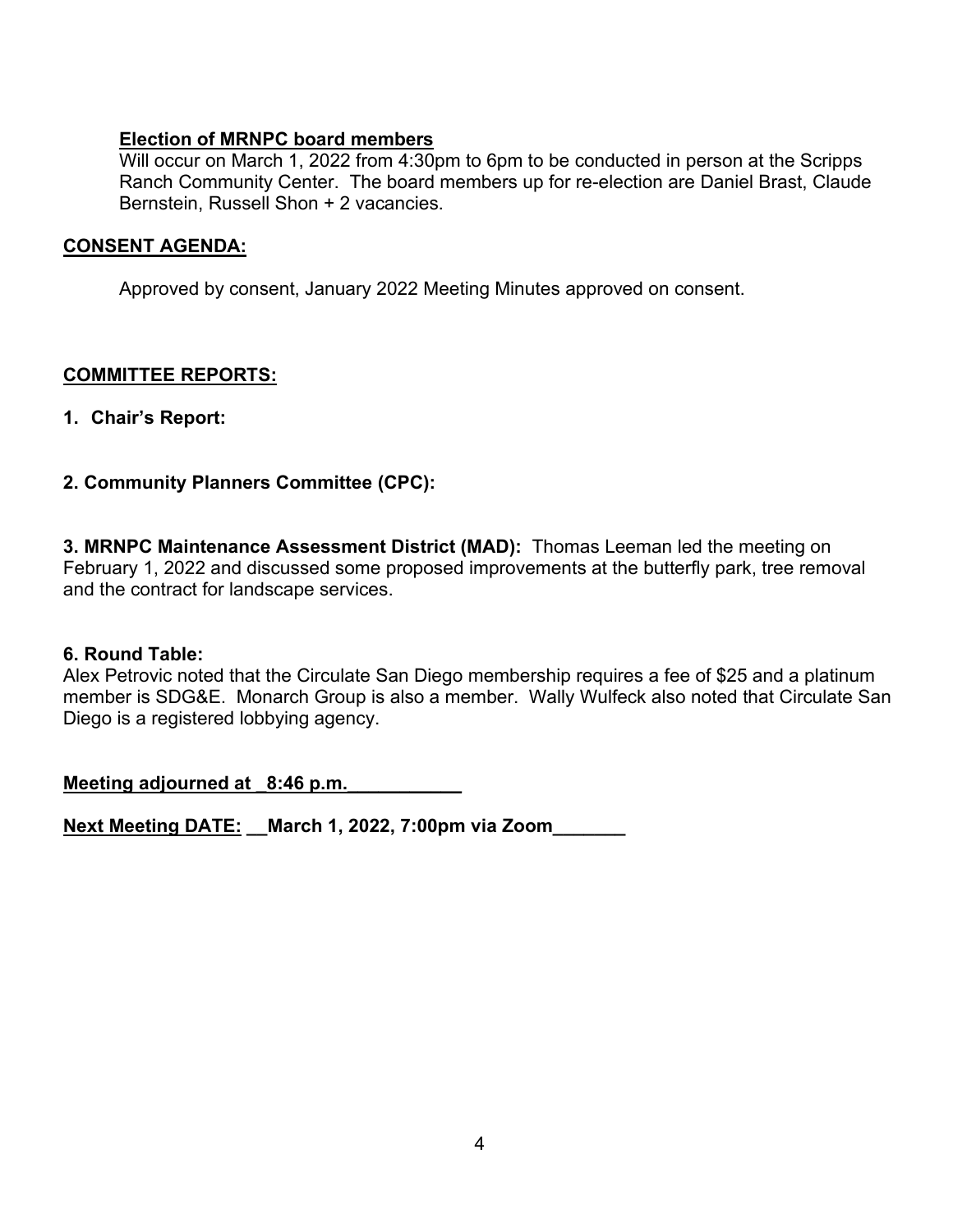**Election of MRNPC board members**

Will occur on March 1, 2022 from 4:30pm to 6pm to be conducted in person at the Scripps Ranch Community Center. The board members up for re-election are Daniel Brast, Claude Bernstein, Russell Shon + 2 vacancies.

**CONSENT AGENDA:**

Approved by consent, January 2022 Meeting Minutes approved on consent.

**COMMITTEE REPORTS:**

**1. Chair's Report:**

**2. Community Planners Committee (CPC):**

**3. MRNPC Maintenance Assessment District (MAD):** Thomas Leeman led the meeting on February 1, 2022 and discussed some proposed improvements at the butterfly park, tree removal and the contract for landscape services.

**6. Round Table:**

Alex Petrovic noted that the Circulate San Diego membership requires a fee of $25 and a platinum member is SDG&E. Monarch Group is also a member. Wally Wulfeck also noted that Circulate San Diego is a registered lobbying agency.

**Meeting adjourned at _8:46 p.m.___________**

**Next Meeting DATE: __March 1, 2022, 7:00pm via Zoom_______**